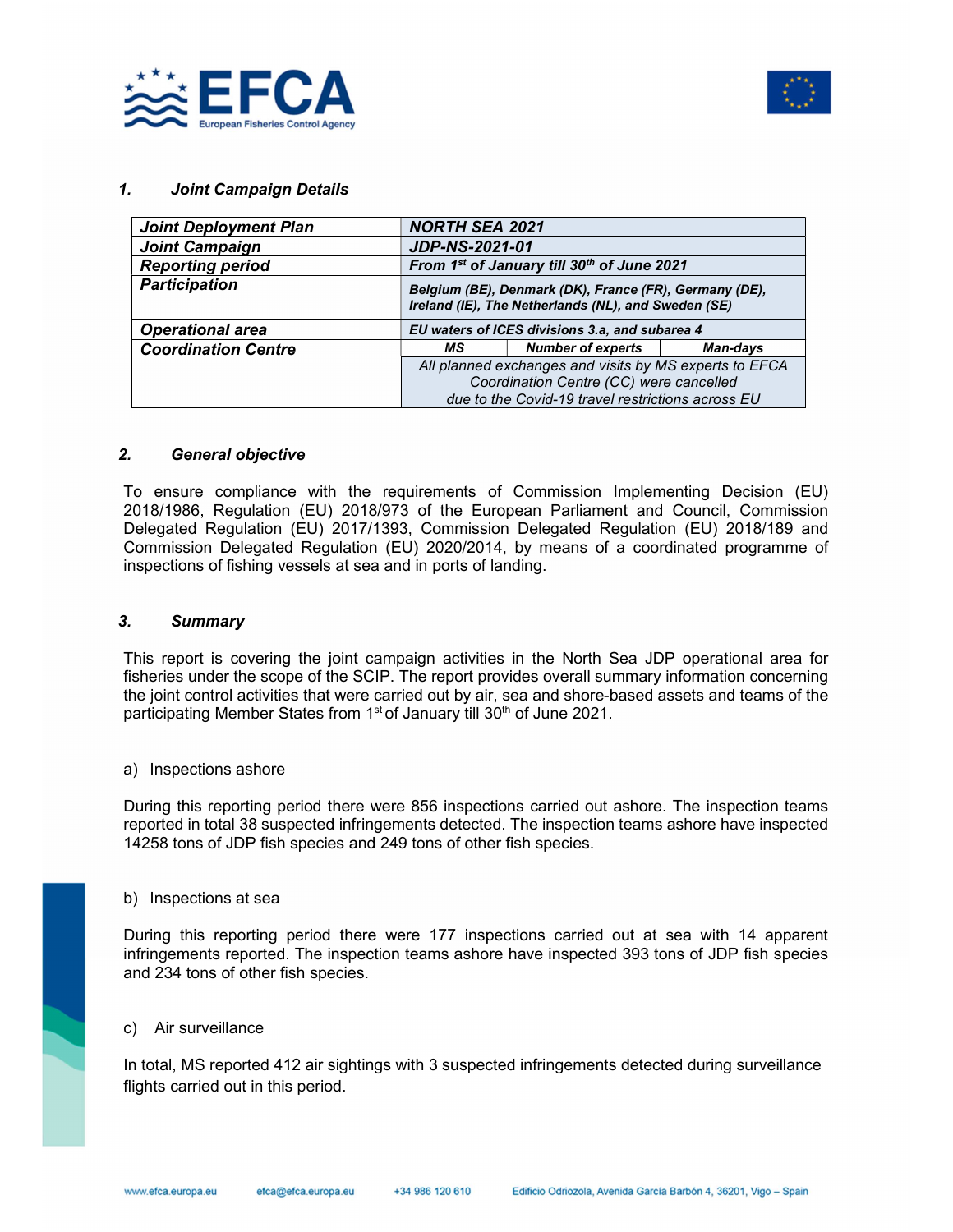### 1. Joint Campaign Details

| Joint Deployment Plan | NORTH SEA 2021 | | |
|---|---|---|---|
| Joint Campaign | JDP-NS-2021-01 | | |
| Reporting period | From 1st of January till 30th of June 2021 | | |
| Participation | Belgium (BE), Denmark (DK), France (FR), Germany (DE), Ireland (IE), The Netherlands (NL), and Sweden (SE) | | |
| Operational area | EU waters of ICES divisions 3.a, and subarea 4 | | |
| Coordination Centre | MS | Number of experts | Man-days |
| | All planned exchanges and visits by MS experts to EFCA Coordination Centre (CC) were cancelled due to the Covid-19 travel restrictions across EU | | |

### 2. General objective

To ensure compliance with the requirements of Commission Implementing Decision (EU) 2018/1986, Regulation (EU) 2018/973 of the European Parliament and Council, Commission Delegated Regulation (EU) 2017/1393, Commission Delegated Regulation (EU) 2018/189 and Commission Delegated Regulation (EU) 2020/2014, by means of a coordinated programme of inspections of fishing vessels at sea and in ports of landing.

### 3. Summary

This report is covering the joint campaign activities in the North Sea JDP operational area for fisheries under the scope of the SCIP. The report provides overall summary information concerning the joint control activities that were carried out by air, sea and shore-based assets and teams of the participating Member States from 1st of January till 30th of June 2021.

a) Inspections ashore

During this reporting period there were 856 inspections carried out ashore. The inspection teams reported in total 38 suspected infringements detected. The inspection teams ashore have inspected 14258 tons of JDP fish species and 249 tons of other fish species.

b) Inspections at sea

During this reporting period there were 177 inspections carried out at sea with 14 apparent infringements reported. The inspection teams ashore have inspected 393 tons of JDP fish species and 234 tons of other fish species.

c) Air surveillance

In total, MS reported 412 air sightings with 3 suspected infringements detected during surveillance flights carried out in this period.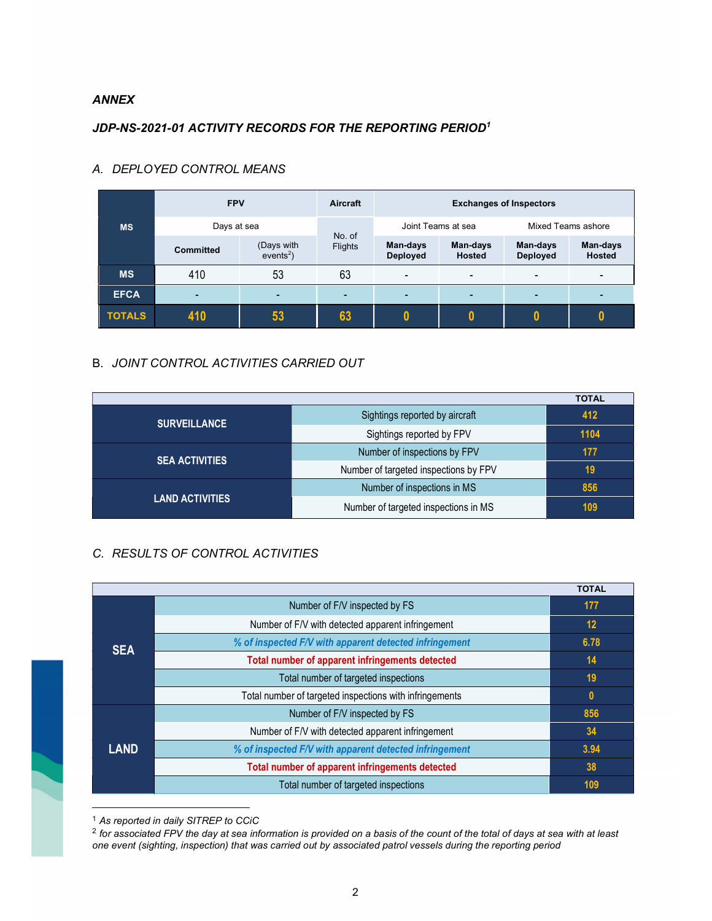*ANNEX*

***JDP-NS-2021-01 ACTIVITY RECORDS FOR THE REPORTING PERIOD***[1]

## A. DEPLOYED CONTROL MEANS

| MS | FPV | | Aircraft | Exchanges of Inspectors | | | |
|---|---|---|---|---|---|---|---|
| | Days at sea | | No. of Flights | Joint Teams at sea | | Mixed Teams ashore | |
| | Committed | (Days with events[2]) | | Man-days Deployed | Man-days Hosted | Man-days Deployed | Man-days Hosted |
| **MS** | 410 | 53 | 63 | - | - | - | - |
| **EFCA** | - | - | - | - | - | - | - |
| **TOTALS** | **410** | **53** | **63** | **0** | **0** | **0** | **0** |

## B. JOINT CONTROL ACTIVITIES CARRIED OUT

| | | TOTAL |
|---|---|---|
| **SURVEILLANCE** | Sightings reported by aircraft | **412** |
| | Sightings reported by FPV | **1104** |
| **SEA ACTIVITIES** | Number of inspections by FPV | **177** |
| | Number of targeted inspections by FPV | **19** |
| **LAND ACTIVITIES** | Number of inspections in MS | **856** |
| | Number of targeted inspections in MS | **109** |

## C. RESULTS OF CONTROL ACTIVITIES

| | | TOTAL |
|---|---|---|
| **SEA** | Number of F/V inspected by FS | **177** |
| | Number of F/V with detected apparent infringement | **12** |
| | ***% of inspected F/V with apparent detected infringement*** | **6.78** |
| | **Total number of apparent infringements detected** | **14** |
| | Total number of targeted inspections | **19** |
| | Total number of targeted inspections with infringements | **0** |
| **LAND** | Number of F/V inspected by FS | **856** |
| | Number of F/V with detected apparent infringement | **34** |
| | ***% of inspected F/V with apparent detected infringement*** | **3.94** |
| | **Total number of apparent infringements detected** | **38** |
| | Total number of targeted inspections | **109** |

---

[1] *As reported in daily SITREP to CCiC*

[2] *for associated FPV the day at sea information is provided on a basis of the count of the total of days at sea with at least one event (sighting, inspection) that was carried out by associated patrol vessels during the reporting period*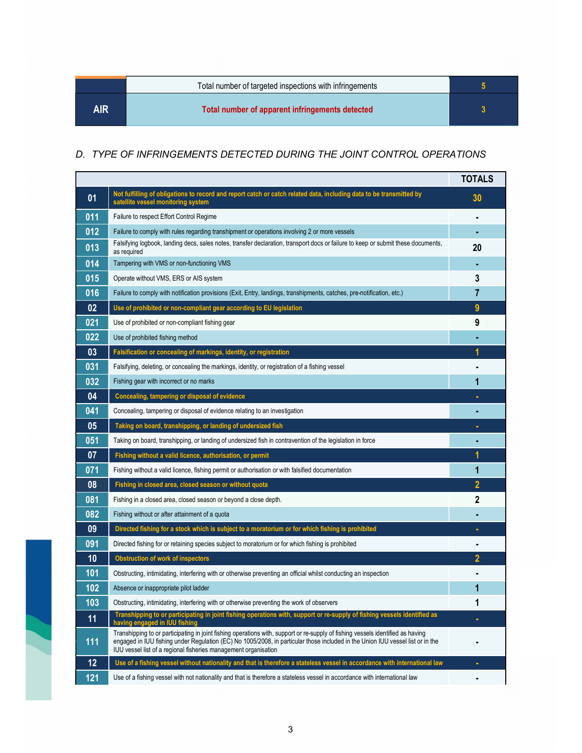| AIR | Total number of targeted inspections with infringements | 5 |
|---|---|---|
| | **Total number of apparent infringements detected** | **3** |

## D. TYPE OF INFRINGEMENTS DETECTED DURING THE JOINT CONTROL OPERATIONS

| | | TOTALS |
|---|---|---|
| **01** | **Not fulfilling of obligations to record and report catch or catch related data, including data to be transmitted by satellite vessel monitoring system** | **30** |
| 011 | Failure to respect Effort Control Regime | - |
| 012 | Failure to comply with rules regarding transhipment or operations involving 2 or more vessels | - |
| 013 | Falsifying logbook, landing decs, sales notes, transfer declaration, transport docs or failure to keep or submit these documents, as required | 20 |
| 014 | Tampering with VMS or non-functioning VMS | - |
| 015 | Operate without VMS, ERS or AIS system | 3 |
| 016 | Failure to comply with notification provisions (Exit, Entry, landings, transhipments, catches, pre-notification, etc.) | 7 |
| **02** | **Use of prohibited or non-compliant gear according to EU legislation** | **9** |
| 021 | Use of prohibited or non-compliant fishing gear | 9 |
| 022 | Use of prohibited fishing method | - |
| **03** | **Falsification or concealing of markings, identity, or registration** | **1** |
| 031 | Falsifying, deleting, or concealing the markings, identity, or registration of a fishing vessel | - |
| 032 | Fishing gear with incorrect or no marks | 1 |
| **04** | **Concealing, tampering or disposal of evidence** | **-** |
| 041 | Concealing, tampering or disposal of evidence relating to an investigation | - |
| **05** | **Taking on board, transhipping, or landing of undersized fish** | **-** |
| 051 | Taking on board, transhipping, or landing of undersized fish in contravention of the legislation in force | - |
| **07** | **Fishing without a valid licence, authorisation, or permit** | **1** |
| 071 | Fishing without a valid licence, fishing permit or authorisation or with falsified documentation | 1 |
| **08** | **Fishing in closed area, closed season or without quota** | **2** |
| 081 | Fishing in a closed area, closed season or beyond a close depth. | 2 |
| 082 | Fishing without or after attainment of a quota | - |
| **09** | **Directed fishing for a stock which is subject to a moratorium or for which fishing is prohibited** | **-** |
| 091 | Directed fishing for or retaining species subject to moratorium or for which fishing is prohibited | - |
| **10** | **Obstruction of work of inspectors** | **2** |
| 101 | Obstructing, intimidating, interfering with or otherwise preventing an official whilst conducting an inspection | - |
| 102 | Absence or inappropriate pilot ladder | 1 |
| 103 | Obstructing, intimidating, interfering with or otherwise preventing the work of observers | 1 |
| **11** | **Transhipping to or participating in joint fishing operations with, support or re-supply of fishing vessels identified as having engaged in IUU fishing** | **-** |
| 111 | Transhipping to or participating in joint fishing operations with, support or re-supply of fishing vessels identified as having engaged in IUU fishing under Regulation (EC) No 1005/2008, in particular those included in the Union IUU vessel list or in the IUU vessel list of a regional fisheries management organisation | - |
| **12** | **Use of a fishing vessel without nationality and that is therefore a stateless vessel in accordance with international law** | **-** |
| 121 | Use of a fishing vessel with not nationality and that is therefore a stateless vessel in accordance with international law | - |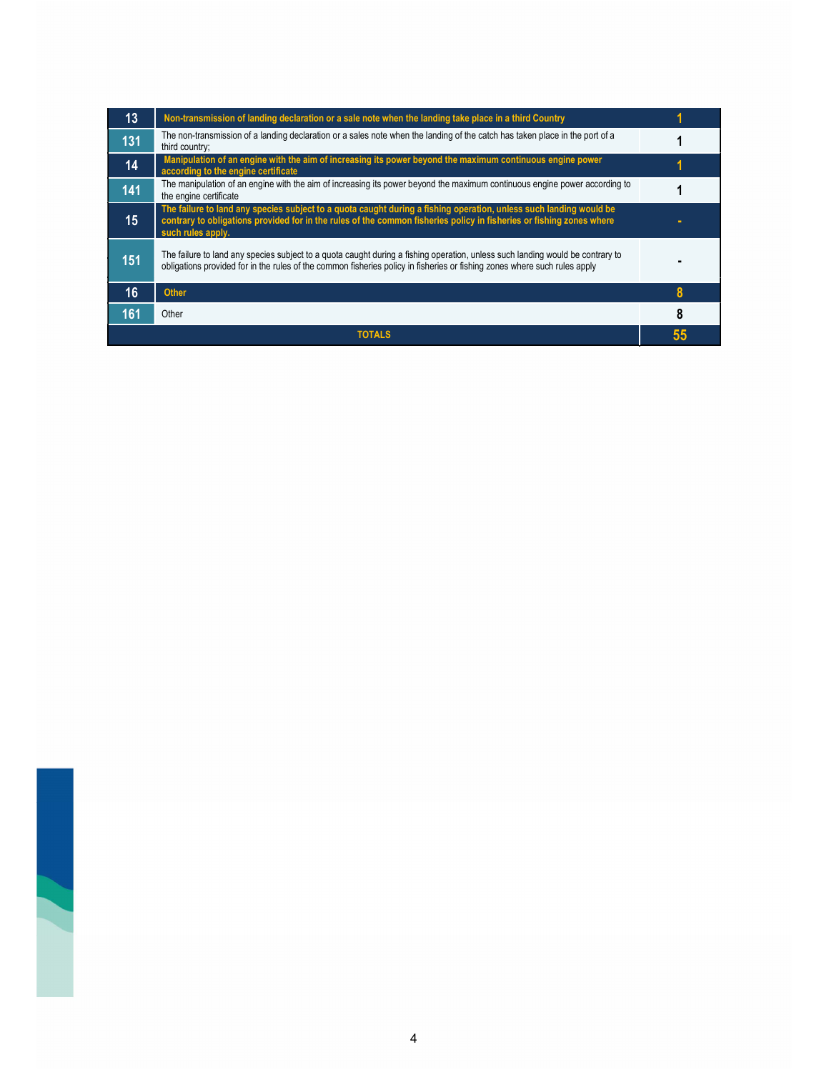| | | |
|---|---|---|
| **13** | **Non-transmission of landing declaration or a sale note when the landing take place in a third Country** | **1** |
| 131 | The non-transmission of a landing declaration or a sales note when the landing of the catch has taken place in the port of a third country; | 1 |
| **14** | **Manipulation of an engine with the aim of increasing its power beyond the maximum continuous engine power according to the engine certificate** | **1** |
| 141 | The manipulation of an engine with the aim of increasing its power beyond the maximum continuous engine power according to the engine certificate | 1 |
| **15** | **The failure to land any species subject to a quota caught during a fishing operation, unless such landing would be contrary to obligations provided for in the rules of the common fisheries policy in fisheries or fishing zones where such rules apply.** | **-** |
| 151 | The failure to land any species subject to a quota caught during a fishing operation, unless such landing would be contrary to obligations provided for in the rules of the common fisheries policy in fisheries or fishing zones where such rules apply | - |
| **16** | **Other** | **8** |
| 161 | Other | 8 |
| | **TOTALS** | **55** |